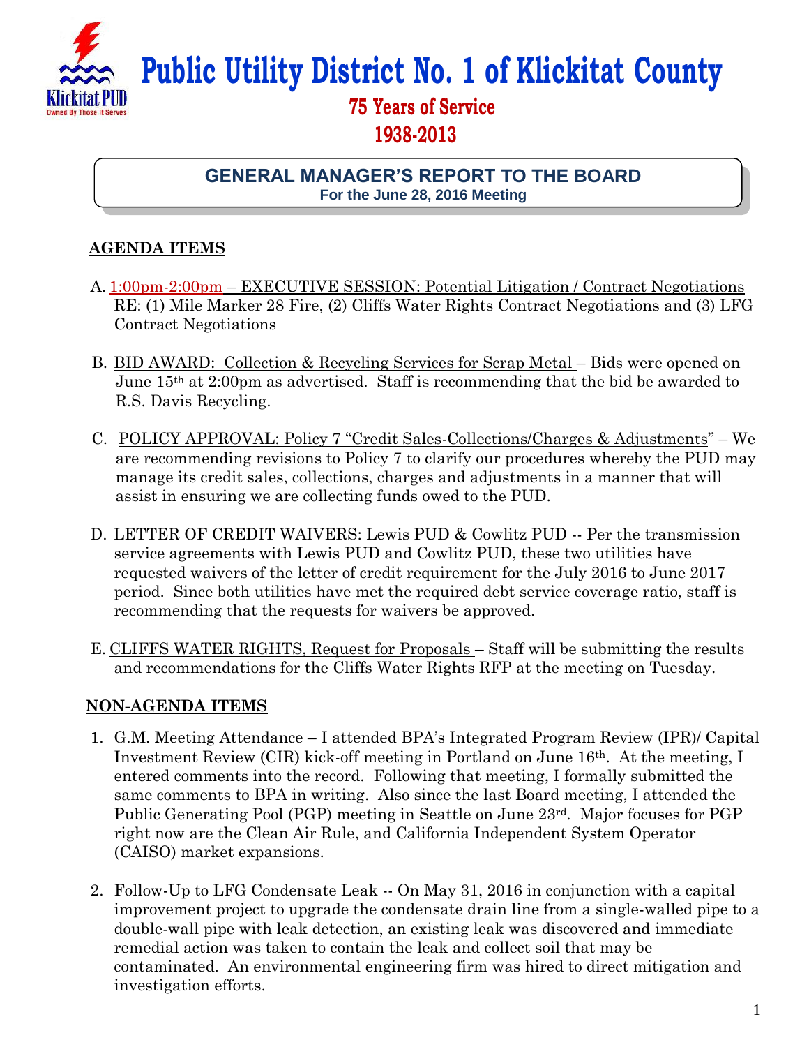# Public Utility District No. 1 of Klickitat County

## 75 Years of Service
## 1938-2013

### GENERAL MANAGER'S REPORT TO THE BOARD
**For the June 28, 2016 Meeting**

**AGENDA ITEMS**

A. 1:00pm-2:00pm – EXECUTIVE SESSION: Potential Litigation / Contract Negotiations RE: (1) Mile Marker 28 Fire, (2) Cliffs Water Rights Contract Negotiations and (3) LFG Contract Negotiations

B. BID AWARD: Collection & Recycling Services for Scrap Metal – Bids were opened on June 15th at 2:00pm as advertised. Staff is recommending that the bid be awarded to R.S. Davis Recycling.

C. POLICY APPROVAL: Policy 7 "Credit Sales-Collections/Charges & Adjustments" – We are recommending revisions to Policy 7 to clarify our procedures whereby the PUD may manage its credit sales, collections, charges and adjustments in a manner that will assist in ensuring we are collecting funds owed to the PUD.

D. LETTER OF CREDIT WAIVERS: Lewis PUD & Cowlitz PUD -- Per the transmission service agreements with Lewis PUD and Cowlitz PUD, these two utilities have requested waivers of the letter of credit requirement for the July 2016 to June 2017 period. Since both utilities have met the required debt service coverage ratio, staff is recommending that the requests for waivers be approved.

E. CLIFFS WATER RIGHTS, Request for Proposals – Staff will be submitting the results and recommendations for the Cliffs Water Rights RFP at the meeting on Tuesday.

**NON-AGENDA ITEMS**

1. G.M. Meeting Attendance – I attended BPA's Integrated Program Review (IPR)/ Capital Investment Review (CIR) kick-off meeting in Portland on June 16th. At the meeting, I entered comments into the record. Following that meeting, I formally submitted the same comments to BPA in writing. Also since the last Board meeting, I attended the Public Generating Pool (PGP) meeting in Seattle on June 23rd. Major focuses for PGP right now are the Clean Air Rule, and California Independent System Operator (CAISO) market expansions.

2. Follow-Up to LFG Condensate Leak -- On May 31, 2016 in conjunction with a capital improvement project to upgrade the condensate drain line from a single-walled pipe to a double-wall pipe with leak detection, an existing leak was discovered and immediate remedial action was taken to contain the leak and collect soil that may be contaminated. An environmental engineering firm was hired to direct mitigation and investigation efforts.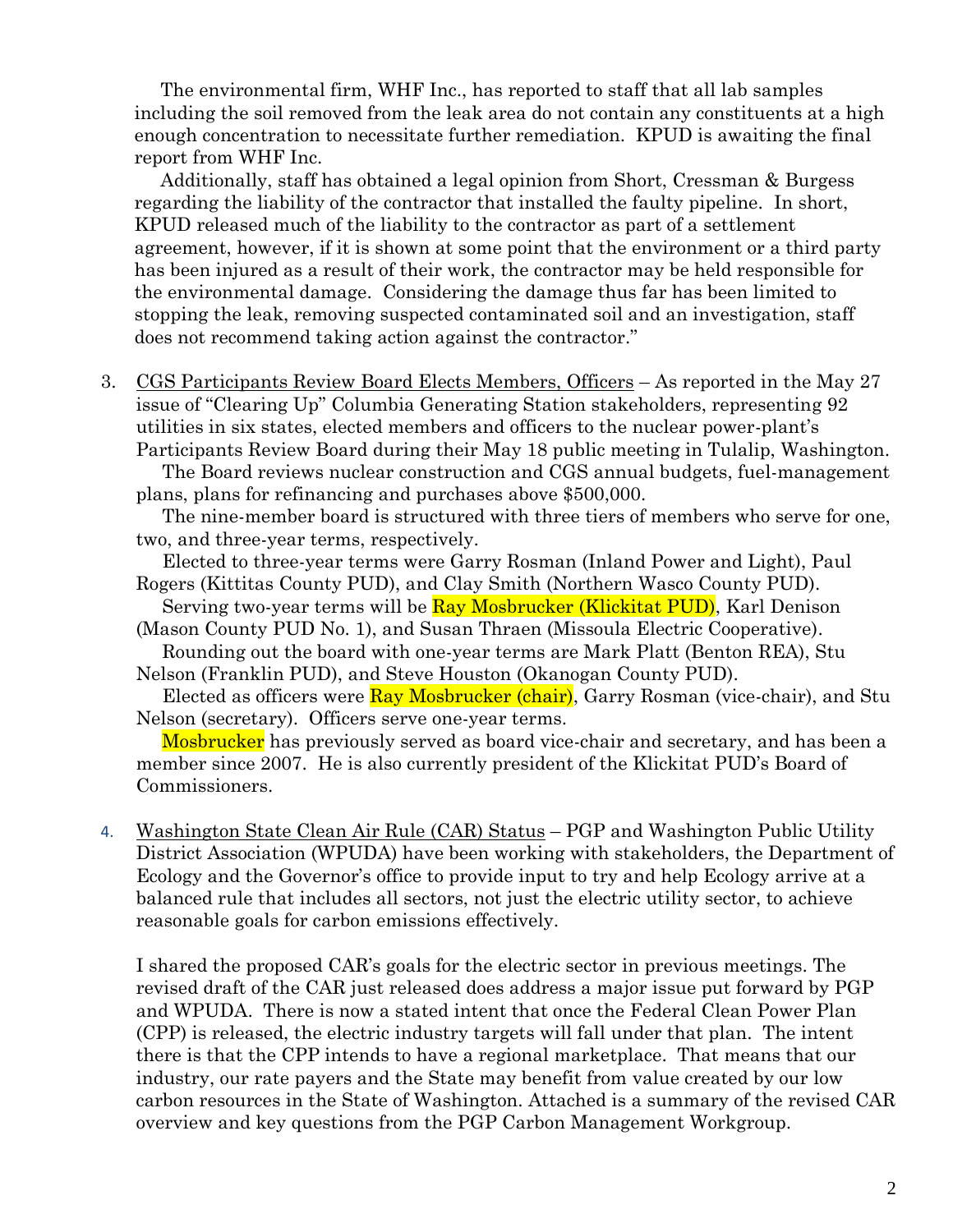The environmental firm, WHF Inc., has reported to staff that all lab samples including the soil removed from the leak area do not contain any constituents at a high enough concentration to necessitate further remediation. KPUD is awaiting the final report from WHF Inc.

Additionally, staff has obtained a legal opinion from Short, Cressman & Burgess regarding the liability of the contractor that installed the faulty pipeline. In short, KPUD released much of the liability to the contractor as part of a settlement agreement, however, if it is shown at some point that the environment or a third party has been injured as a result of their work, the contractor may be held responsible for the environmental damage. Considering the damage thus far has been limited to stopping the leak, removing suspected contaminated soil and an investigation, staff does not recommend taking action against the contractor."

3. CGS Participants Review Board Elects Members, Officers – As reported in the May 27 issue of "Clearing Up" Columbia Generating Station stakeholders, representing 92 utilities in six states, elected members and officers to the nuclear power-plant's Participants Review Board during their May 18 public meeting in Tulalip, Washington.

   The Board reviews nuclear construction and CGS annual budgets, fuel-management plans, plans for refinancing and purchases above $500,000.

   The nine-member board is structured with three tiers of members who serve for one, two, and three-year terms, respectively.

   Elected to three-year terms were Garry Rosman (Inland Power and Light), Paul Rogers (Kittitas County PUD), and Clay Smith (Northern Wasco County PUD).

   Serving two-year terms will be Ray Mosbrucker (Klickitat PUD), Karl Denison (Mason County PUD No. 1), and Susan Thraen (Missoula Electric Cooperative).

   Rounding out the board with one-year terms are Mark Platt (Benton REA), Stu Nelson (Franklin PUD), and Steve Houston (Okanogan County PUD).

   Elected as officers were Ray Mosbrucker (chair), Garry Rosman (vice-chair), and Stu Nelson (secretary). Officers serve one-year terms.

   Mosbrucker has previously served as board vice-chair and secretary, and has been a member since 2007. He is also currently president of the Klickitat PUD's Board of Commissioners.

4. Washington State Clean Air Rule (CAR) Status – PGP and Washington Public Utility District Association (WPUDA) have been working with stakeholders, the Department of Ecology and the Governor's office to provide input to try and help Ecology arrive at a balanced rule that includes all sectors, not just the electric utility sector, to achieve reasonable goals for carbon emissions effectively.

   I shared the proposed CAR's goals for the electric sector in previous meetings. The revised draft of the CAR just released does address a major issue put forward by PGP and WPUDA. There is now a stated intent that once the Federal Clean Power Plan (CPP) is released, the electric industry targets will fall under that plan. The intent there is that the CPP intends to have a regional marketplace. That means that our industry, our rate payers and the State may benefit from value created by our low carbon resources in the State of Washington. Attached is a summary of the revised CAR overview and key questions from the PGP Carbon Management Workgroup.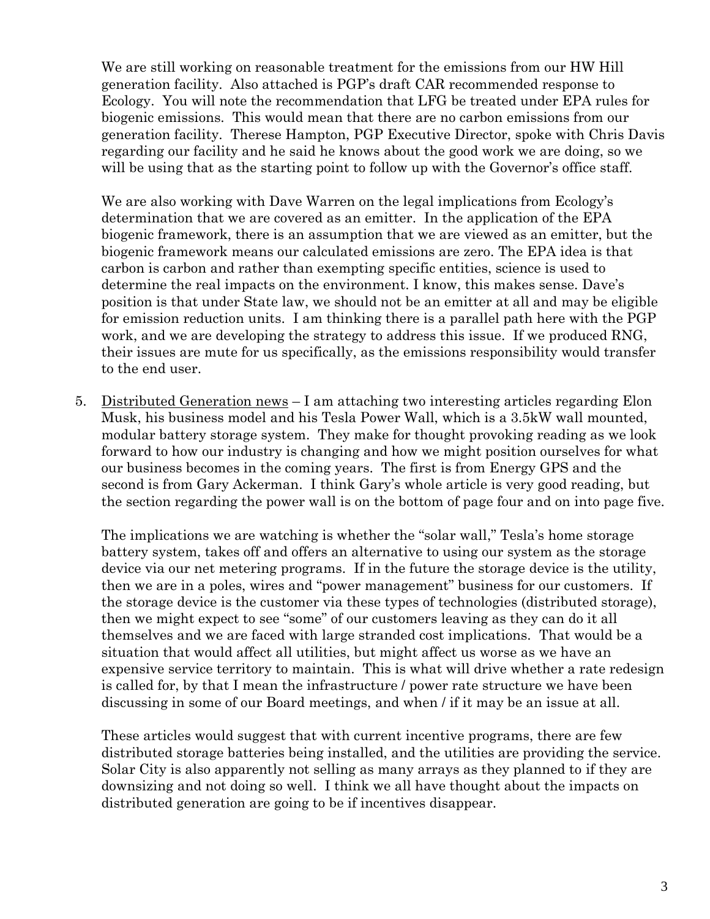We are still working on reasonable treatment for the emissions from our HW Hill generation facility. Also attached is PGP's draft CAR recommended response to Ecology. You will note the recommendation that LFG be treated under EPA rules for biogenic emissions. This would mean that there are no carbon emissions from our generation facility. Therese Hampton, PGP Executive Director, spoke with Chris Davis regarding our facility and he said he knows about the good work we are doing, so we will be using that as the starting point to follow up with the Governor's office staff.

We are also working with Dave Warren on the legal implications from Ecology's determination that we are covered as an emitter. In the application of the EPA biogenic framework, there is an assumption that we are viewed as an emitter, but the biogenic framework means our calculated emissions are zero. The EPA idea is that carbon is carbon and rather than exempting specific entities, science is used to determine the real impacts on the environment. I know, this makes sense. Dave's position is that under State law, we should not be an emitter at all and may be eligible for emission reduction units. I am thinking there is a parallel path here with the PGP work, and we are developing the strategy to address this issue. If we produced RNG, their issues are mute for us specifically, as the emissions responsibility would transfer to the end user.

5. <u>Distributed Generation news</u> – I am attaching two interesting articles regarding Elon Musk, his business model and his Tesla Power Wall, which is a 3.5kW wall mounted, modular battery storage system. They make for thought provoking reading as we look forward to how our industry is changing and how we might position ourselves for what our business becomes in the coming years. The first is from Energy GPS and the second is from Gary Ackerman. I think Gary's whole article is very good reading, but the section regarding the power wall is on the bottom of page four and on into page five.

   The implications we are watching is whether the "solar wall," Tesla's home storage battery system, takes off and offers an alternative to using our system as the storage device via our net metering programs. If in the future the storage device is the utility, then we are in a poles, wires and "power management" business for our customers. If the storage device is the customer via these types of technologies (distributed storage), then we might expect to see "some" of our customers leaving as they can do it all themselves and we are faced with large stranded cost implications. That would be a situation that would affect all utilities, but might affect us worse as we have an expensive service territory to maintain. This is what will drive whether a rate redesign is called for, by that I mean the infrastructure / power rate structure we have been discussing in some of our Board meetings, and when / if it may be an issue at all.

   These articles would suggest that with current incentive programs, there are few distributed storage batteries being installed, and the utilities are providing the service. Solar City is also apparently not selling as many arrays as they planned to if they are downsizing and not doing so well. I think we all have thought about the impacts on distributed generation are going to be if incentives disappear.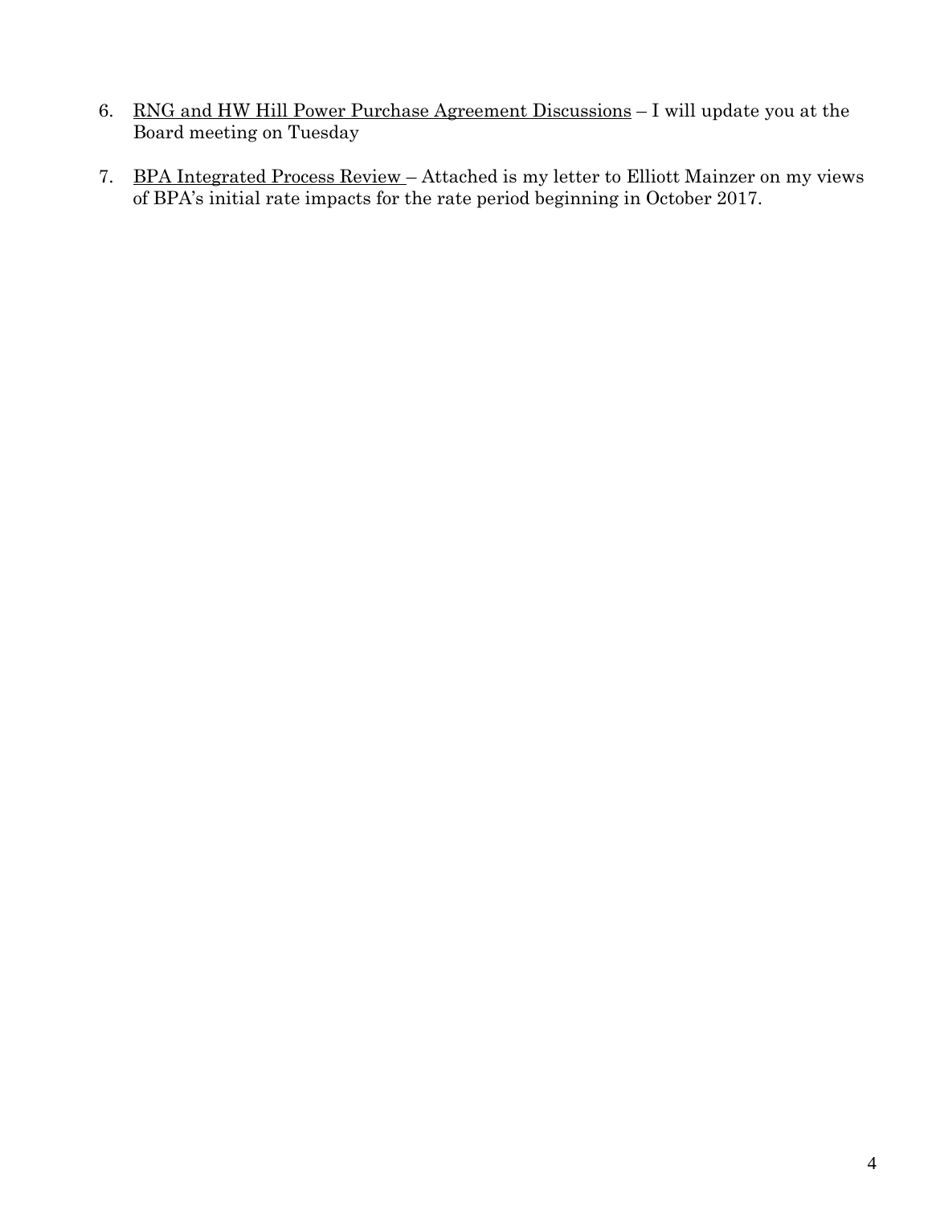6. <u>RNG and HW Hill Power Purchase Agreement Discussions</u> – I will update you at the Board meeting on Tuesday

7. <u>BPA Integrated Process Review</u> – Attached is my letter to Elliott Mainzer on my views of BPA's initial rate impacts for the rate period beginning in October 2017.